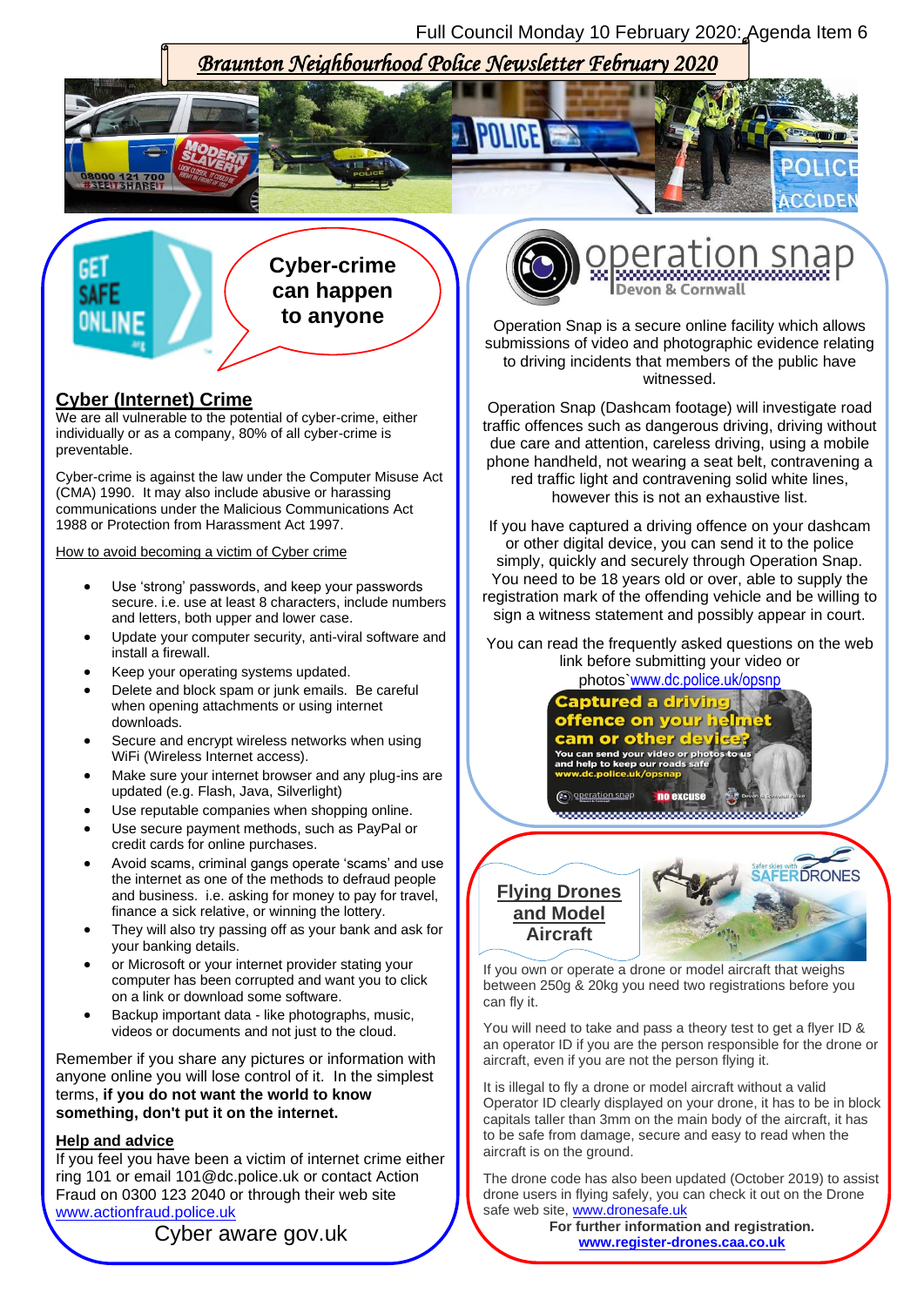Full Council Monday 10 February 2020: Agenda Item 6

# Braunton Neighbourhood Police Newsletter February 2020

Cyber-crime can happen to anyone

## Cyber (Internet) Crime

We are all vulnerable to the potential of cyber-crime, either individually or as a company, 80% of all cyber-crime is preventable.

Cyber-crime is against the law under the Computer Misuse Act (CMA) 1990. It may also include abusive or harassing communications under the Malicious Communications Act 1988 or Protection from Harassment Act 1997.

How to avoid becoming a victim of Cyber crime

- Use 'strong' passwords, and keep your passwords secure. i.e. use at least 8 characters, include numbers and letters, both upper and lower case.
- Update your computer security, anti-viral software and install a firewall.
- Keep your operating systems updated.
- Delete and block spam or junk emails. Be careful when opening attachments or using internet downloads.
- Secure and encrypt wireless networks when using WiFi (Wireless Internet access).
- Make sure your internet browser and any plug-ins are updated (e.g. Flash, Java, Silverlight)
- Use reputable companies when shopping online.
- Use secure payment methods, such as PayPal or credit cards for online purchases.
- Avoid scams, criminal gangs operate 'scams' and use the internet as one of the methods to defraud people and business. i.e. asking for money to pay for travel, finance a sick relative, or winning the lottery.
- They will also try passing off as your bank and ask for your banking details.
- or Microsoft or your internet provider stating your computer has been corrupted and want you to click on a link or download some software.
- Backup important data - like photographs, music, videos or documents and not just to the cloud.

Remember if you share any pictures or information with anyone online you will lose control of it. In the simplest terms, **if you do not want the world to know something, don't put it on the internet.**

### Help and advice

If you feel you have been a victim of internet crime either ring 101 or email 101@dc.police.uk or contact Action Fraud on 0300 123 2040 or through their web site www.actionfraud.police.uk

Cyber aware gov.uk

## Operation Snap – Devon & Cornwall

Operation Snap is a secure online facility which allows submissions of video and photographic evidence relating to driving incidents that members of the public have witnessed.

Operation Snap (Dashcam footage) will investigate road traffic offences such as dangerous driving, driving without due care and attention, careless driving, using a mobile phone handheld, not wearing a seat belt, contravening a red traffic light and contravening solid white lines, however this is not an exhaustive list.

If you have captured a driving offence on your dashcam or other digital device, you can send it to the police simply, quickly and securely through Operation Snap. You need to be 18 years old or over, able to supply the registration mark of the offending vehicle and be willing to sign a witness statement and possibly appear in court.

You can read the frequently asked questions on the web link before submitting your video or photos`www.dc.police.uk/opsnp

Captured a driving offence on your helmet cam or other device? You can send your video or photos to us and help to keep our roads safe www.dc.police.uk/opsnap

## Flying Drones and Model Aircraft

If you own or operate a drone or model aircraft that weighs between 250g & 20kg you need two registrations before you can fly it.

You will need to take and pass a theory test to get a flyer ID & an operator ID if you are the person responsible for the drone or aircraft, even if you are not the person flying it.

It is illegal to fly a drone or model aircraft without a valid Operator ID clearly displayed on your drone, it has to be in block capitals taller than 3mm on the main body of the aircraft, it has to be safe from damage, secure and easy to read when the aircraft is on the ground.

The drone code has also been updated (October 2019) to assist drone users in flying safely, you can check it out on the Drone safe web site, www.dronesafe.uk

**For further information and registration.**
**www.register-drones.caa.co.uk**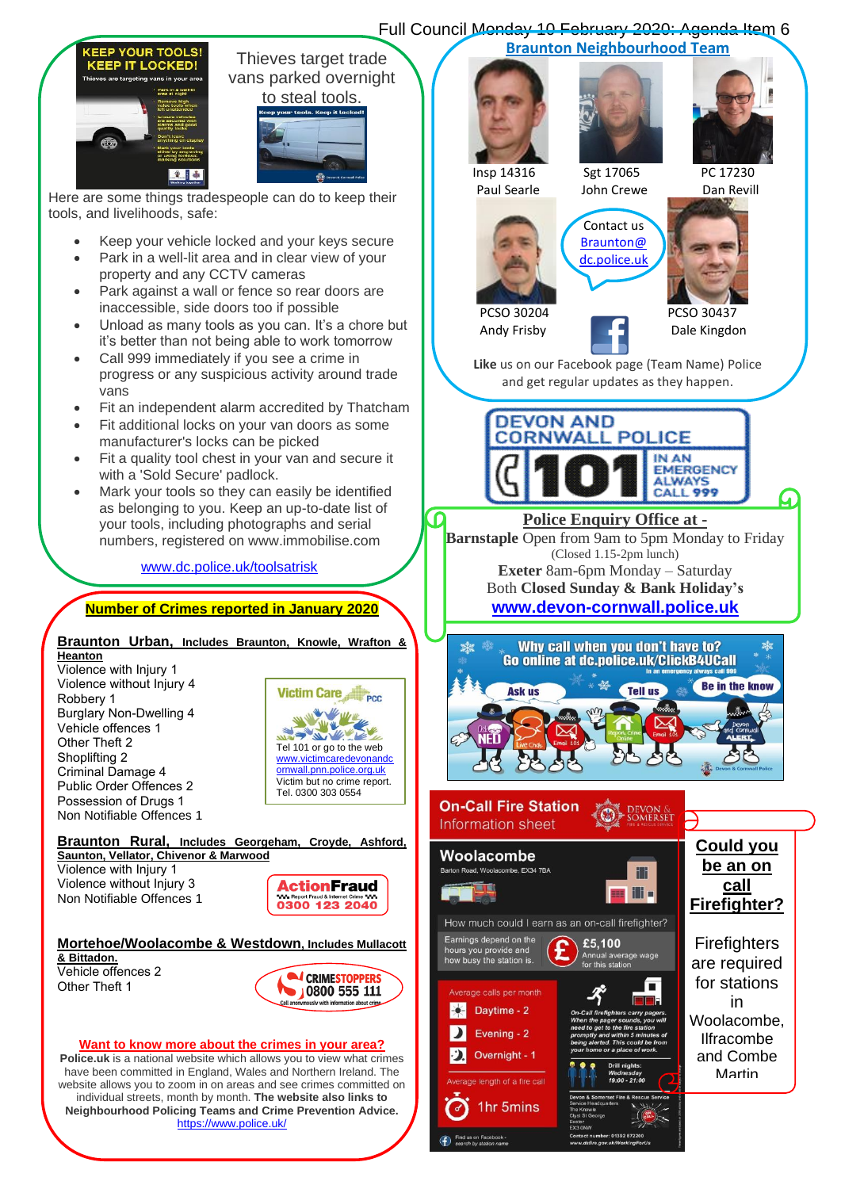Full Council Monday 10 February 2020: Agenda Item 6

Thieves target trade vans parked overnight to steal tools.

Here are some things tradespeople can do to keep their tools, and livelihoods, safe:

- Keep your vehicle locked and your keys secure
- Park in a well-lit area and in clear view of your property and any CCTV cameras
- Park against a wall or fence so rear doors are inaccessible, side doors too if possible
- Unload as many tools as you can. It's a chore but it's better than not being able to work tomorrow
- Call 999 immediately if you see a crime in progress or any suspicious activity around trade vans
- Fit an independent alarm accredited by Thatcham
- Fit additional locks on your van doors as some manufacturer's locks can be picked
- Fit a quality tool chest in your van and secure it with a 'Sold Secure' padlock.
- Mark your tools so they can easily be identified as belonging to you. Keep an up-to-date list of your tools, including photographs and serial numbers, registered on www.immobilise.com

www.dc.police.uk/toolsatrisk

## Number of Crimes reported in January 2020

**Braunton Urban, Includes Braunton, Knowle, Wrafton & Heanton**

Violence with Injury 1
Violence without Injury 4
Robbery 1
Burglary Non-Dwelling 4
Vehicle offences 1
Other Theft 2
Shoplifting 2
Criminal Damage 4
Public Order Offences 2
Possession of Drugs 1
Non Notifiable Offences 1

Victim Care PCC
Tel 101 or go to the web www.victimcaredevonandcornwall.pnn.police.org.uk
Victim but no crime report. Tel. 0300 303 0554

**Braunton Rural, Includes Georgeham, Croyde, Ashford, Saunton, Vellator, Chivenor & Marwood**

Violence with Injury 1
Violence without Injury 3
Non Notifiable Offences 1

ActionFraud — Report Fraud & Internet Crime — 0300 123 2040

**Mortehoe/Woolacombe & Westdown, Includes Mullacott & Bittadon.**

Vehicle offences 2
Other Theft 1

CRIMESTOPPERS 0800 555 111 — Call anonymously with information about crime

**Want to know more about the crimes in your area?**

**Police.uk** is a national website which allows you to view what crimes have been committed in England, Wales and Northern Ireland. The website allows you to zoom in on areas and see crimes committed on individual streets, month by month. **The website also links to Neighbourhood Policing Teams and Crime Prevention Advice.** https://www.police.uk/

## Braunton Neighbourhood Team

Insp 14316 Paul Searle
Sgt 17065 John Crewe
PC 17230 Dan Revill
PCSO 30204 Andy Frisby
PCSO 30437 Dale Kingdon

Contact us Braunton@dc.police.uk

**Like** us on our Facebook page (Team Name) Police and get regular updates as they happen.

DEVON AND CORNWALL POLICE — 101 — IN AN EMERGENCY ALWAYS CALL 999

**Police Enquiry Office at -**

**Barnstaple** Open from 9am to 5pm Monday to Friday (Closed 1.15-2pm lunch)
**Exeter** 8am-6pm Monday – Saturday
Both **Closed Sunday & Bank Holiday's**
**www.devon-cornwall.police.uk**

Why call when you don't have to? Go online at dc.police.uk/ClickB4UCall
In an emergency always call 999
Ask us — Tell us — Be in the know

**On-Call Fire Station** Information sheet — Devon & Somerset Fire & Rescue Service

**Woolacombe**
Barton Road, Woolacombe, EX34 7BA

How much could I earn as an on-call firefighter?
Earnings depend on the hours you provide and how busy the station is. £5,100 Annual average wage for this station

Average calls per month
Daytime - 2
Evening - 2
Overnight - 1

On-Call firefighters carry pagers. When the pager sounds, you will need to get to the station promptly and within 5 minutes of being alerted. This could be from your home or a place of work.

Drill nights: Wednesday 19:00 - 21:00

Average length of a fire call 1hr 5mins

Devon & Somerset Fire & Rescue Service, Service Headquarters, The Knowle, Clyst St George, Exeter, EX3 0NW
Contact number: 01392 872200
www.dsfire.gov.uk/WorkingForUs
Find us on Facebook - search by station name

**Could you be an on call Firefighter?**

Firefighters are required for stations in Woolacombe, Ilfracombe and Combe Martin